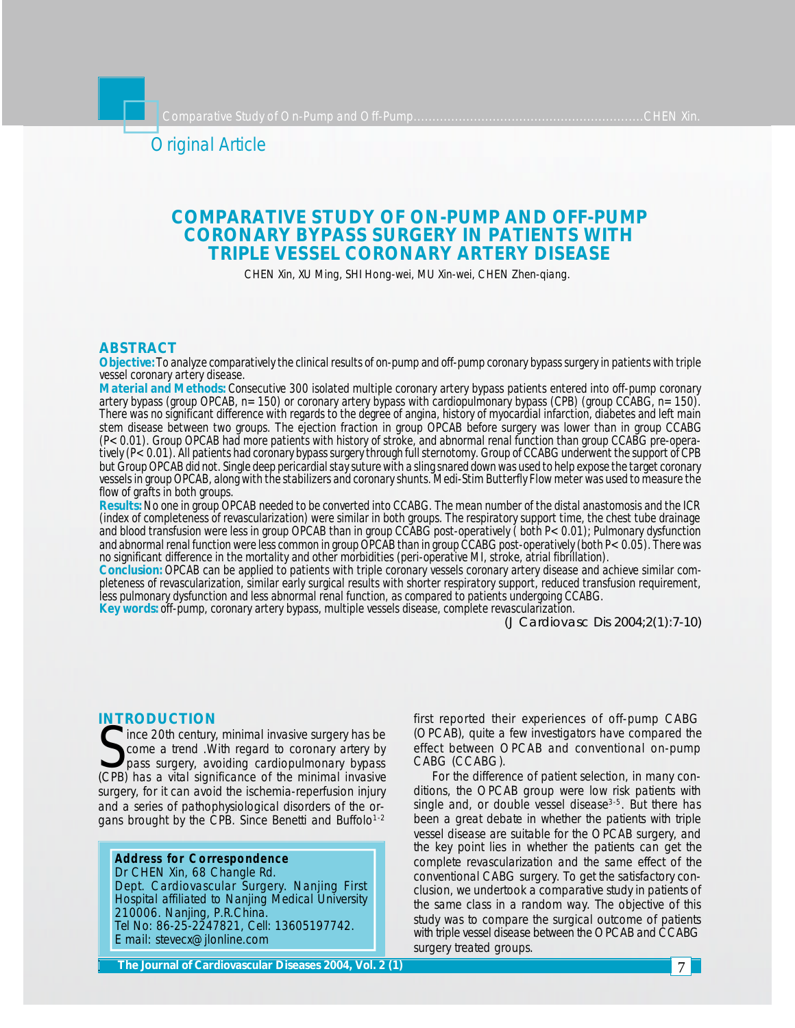Original Article

# COMPARATIVE STUDY OF ON-PUMP AND OFF-PUMP CORONARY BYPASS SURGERY IN PATIENTS WITH TRIPLE VESSEL CORONARY ARTERY DISEASE

CHEN Xin, XU Ming, SHI Hong-wei, MU Xin-wei, CHEN Zhen-qiang.

## ABSTRACT

**Objective:** To analyze comparatively the clinical results of on-pump and off-pump coronary bypass surgery in patients with triple vessel coronary artery disease.

**Material and Methods:** Consecutive 300 isolated multiple coronary artery bypass patients entered into off-pump coronary artery bypass (group OPCAB, n= 150) or coronary artery bypass with cardiopulmonary bypass (CPB) (group CCABG, n= 150). There was no significant difference with regards to the degree of angina, history of myocardial infarction, diabetes and left main stem disease between two groups. The ejection fraction in group OPCAB before surgery was lower than in group CCABG (P< 0.01). Group OPCAB had more patients with history of stroke, and abnormal renal function than group CCABG pre-operatively (P< 0.01). All patients had coronary bypass surgery through full sternotomy. Group of CCABG underwent the support of CPB but Group OPCAB did not. Single deep pericardial stay suture with a sling snared down was used to help expose the target coronary vessels in group OPCAB, along with the stabilizers and coronary shunts. Medi-Stim Butterfly Flow meter was used to measure the flow of grafts in both groups.

**Results:** No one in group OPCAB needed to be converted into CCABG. The mean number of the distal anastomosis and the ICR (index of completeness of revascularization) were similar in both groups. The respiratory support time, the chest tube drainage and blood transfusion were less in group OPCAB than in group CCABG post-operatively ( both P< 0.01); Pulmonary dysfunction and abnormal renal function were less common in group OPCAB than in group CCABG post-operatively (both P< 0.05). There was no significant difference in the mortality and other morbidities (peri-operative MI, stroke, atrial fibrillation).

**Conclusion:** OPCAB can be applied to patients with triple coronary vessels coronary artery disease and achieve similar completeness of revascularization, similar early surgical results with shorter respiratory support, reduced transfusion requirement, less pulmonary dysfunction and less abnormal renal function, as compared to patients undergoing CCABG.

**Key words:** off-pump, coronary artery bypass, multiple vessels disease, complete revascularization.

*(J Cardiovasc Dis 2004;2(1):7-10)*

## INTRODUCTION

Since 20th century, minimal invasive surgery has become a trend .With regard to coronary artery bypass surgery, avoiding cardiopulmonary bypass (CPB) has a vital significance of the minimal invasive surgery, for it can avoid the ischemia-reperfusion injury and a series of pathophysiological disorders of the organs brought by the CPB. Since Benetti and Buffolo[1-2] first reported their experiences of off-pump CABG (OPCAB), quite a few investigators have compared the effect between OPCAB and conventional on-pump CABG (CCABG).

For the difference of patient selection, in many conditions, the OPCAB group were low risk patients with single and, or double vessel disease[3-5]. But there has been a great debate in whether the patients with triple vessel disease are suitable for the OPCAB surgery, and the key point lies in whether the patients can get the complete revascularization and the same effect of the conventional CABG surgery. To get the satisfactory conclusion, we undertook a comparative study in patients of the same class in a random way. The objective of this study was to compare the surgical outcome of patients with triple vessel disease between the OPCAB and CCABG surgery treated groups.

**Address for Correspondence**
Dr CHEN Xin, 68 Changle Rd.
Dept. Cardiovascular Surgery. Nanjing First Hospital affiliated to Nanjing Medical University 210006. Nanjing, P.R.China.
Tel No: 86-25-2247821, Cell: 13605197742.
E mail: stevecx@jlonline.com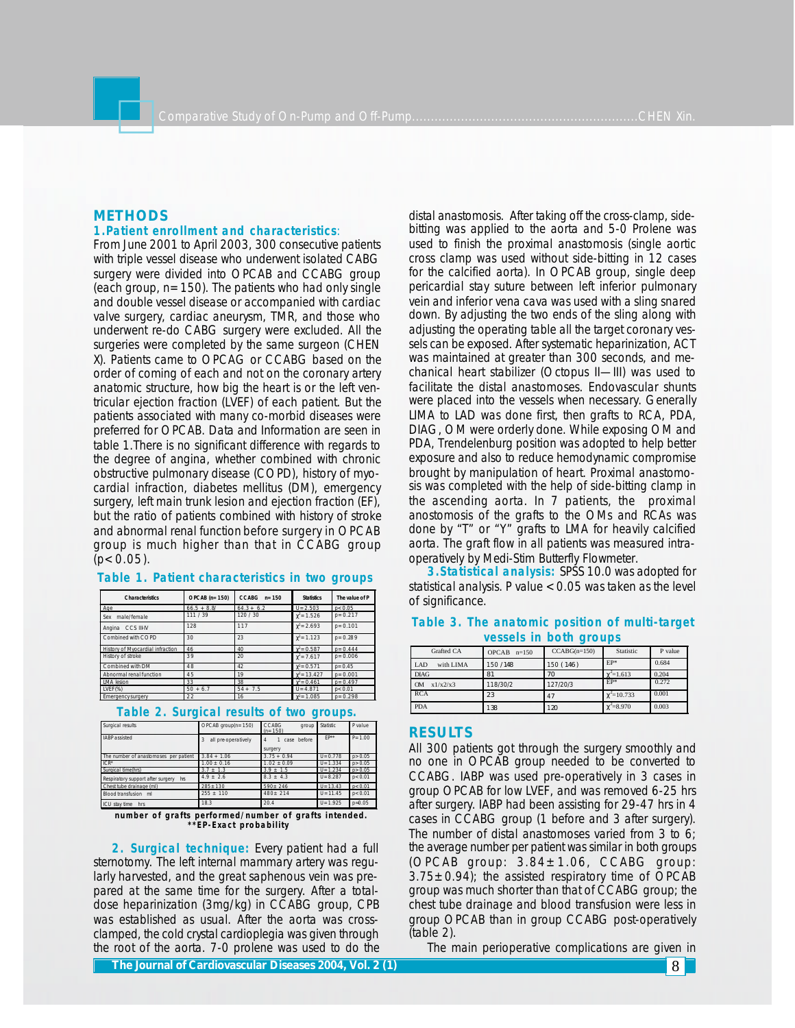## METHODS

### 1.Patient enrollment and characteristics:

From June 2001 to April 2003, 300 consecutive patients with triple vessel disease who underwent isolated CABG surgery were divided into OPCAB and CCABG group (each group, n=150). The patients who had only single and double vessel disease or accompanied with cardiac valve surgery, cardiac aneurysm, TMR, and those who underwent re-do CABG surgery were excluded. All the surgeries were completed by the same surgeon (CHEN X). Patients came to OPCAG or CCABG based on the order of coming of each and not on the coronary artery anatomic structure, how big the heart is or the left ventricular ejection fraction (LVEF) of each patient. But the patients associated with many co-morbid diseases were preferred for OPCAB. Data and Information are seen in table 1.There is no significant difference with regards to the degree of angina, whether combined with chronic obstructive pulmonary disease (COPD), history of myocardial infraction, diabetes mellitus (DM), emergency surgery, left main trunk lesion and ejection fraction (EF), but the ratio of patients combined with history of stroke and abnormal renal function before surgery in OPCAB group is much higher than that in CCABG group ($p<0.05$).

**Table 1. Patient characteristics in two groups**

| Characteristics | OPCAB (n=150) | CCABG n=150 | Statistics | The value of P |
|---|---|---|---|---|
| Age | 66.5 + 8.8/ | 64.3 + 6.2 | U=2.503 | p<0.05 |
| Sex male/female | 111 / 39 | 120 / 30 | $\chi^2$=1.526 | p=0.217 |
| Angina CCS III-IV | 128 | 117 | $\chi^2$=2.693 | p=0.101 |
| Combined with COPD | 30 | 23 | $\chi^2$=1.123 | p=0.289 |
| History of Myocardial infraction | 46 | 40 | $\chi^2$=0.587 | p=0.444 |
| History of stroke | 39 | 20 | $\chi^2$=7.617 | p=0.006 |
| Combined with DM | 48 | 42 | $\chi^2$=0.571 | p=0.45 |
| Abnormal renal function | 45 | 19 | $\chi^2$=13.427 | p=0.001 |
| LMA lesion | 33 | 38 | $\chi^2$=0.461 | p=0.497 |
| LVEF(%) | 50 + 6.7 | 54 + 7.5 | U=4.871 | p<0.01 |
| Emergency surgery | 22 | 16 | $\chi^2$=1.085 | p=0.298 |

**Table 2. Surgical results of two groups.**

| Surgical results | OPCAB group(n=150) | CCABG group (n=150) | Statistic | P value |
|---|---|---|---|---|
| IABP assisted | 3 all pre-operatively | 4 1 case before surgery | EP** | P=1.00 |
| The number of anastomoses per patient | 3.84 + 1.06 | 3.75 + 0.94 | U=0.778 | p>0.05 |
| ICR* | 1.00 ± 0.16 | 1.02 ± 0.09 | U=1.334 | p>0.05 |
| Surgical time(hrs) | 3.7 ± 1.3 | 3.9 ± 1.5 | U=1.234 | p>0.05 |
| Respiratory support after surgery hs | 4.9 ± 2.6 | 8.3 ± 4.3 | U=8.287 | p<0.01 |
| Chest tube drainage (ml) | 285±130 | 590± 246 | U=13.43 | p<0.01 |
| Blood transfusion ml | 255 ± 110 | 480± 214 | U=11.45 | p<0.01 |
| ICU stay time hrs | 18.3 | 20.4 | U=1.925 | p=0.05 |

**number of grafts performed/number of grafts intended.**
**\*\*EP-Exact probability**

**2. Surgical technique:** Every patient had a full sternotomy. The left internal mammary artery was regularly harvested, and the great saphenous vein was prepared at the same time for the surgery. After a total-dose heparinization (3mg/kg) in CCABG group, CPB was established as usual. After the aorta was cross-clamped, the cold crystal cardioplegia was given through the root of the aorta. 7-0 prolene was used to do the distal anastomosis. After taking off the cross-clamp, side-bitting was applied to the aorta and 5-0 Prolene was used to finish the proximal anastomosis (single aortic cross clamp was used without side-bitting in 12 cases for the calcified aorta). In OPCAB group, single deep pericardial stay suture between left inferior pulmonary vein and inferior vena cava was used with a sling snared down. By adjusting the two ends of the sling along with adjusting the operating table all the target coronary vessels can be exposed. After systematic heparinization, ACT was maintained at greater than 300 seconds, and mechanical heart stabilizer (Octopus II—III) was used to facilitate the distal anastomoses. Endovascular shunts were placed into the vessels when necessary. Generally LIMA to LAD was done first, then grafts to RCA, PDA, DIAG, OM were orderly done. While exposing OM and PDA, Trendelenburg position was adopted to help better exposure and also to reduce hemodynamic compromise brought by manipulation of heart. Proximal anastomosis was completed with the help of side-bitting clamp in the ascending aorta. In 7 patients, the proximal anostomosis of the grafts to the OMs and RCAs was done by "T" or "Y" grafts to LMA for heavily calcified aorta. The graft flow in all patients was measured intra-operatively by Medi-Stim Butterfly Flowmeter.

**3.Statistical analysis:** SPSS 10.0 was adopted for statistical analysis. P value <0.05 was taken as the level of significance.

**Table 3. The anatomic position of multi-target vessels in both groups**

| Grafted CA | OPCAB n=150 | CCABG(n=150) | Statiste | P value |
|---|---|---|---|---|
| LAD with LIMA | 150 /148 | 150 (146) | EP* | 0.684 |
| DIAG | 81 | 70 | $\chi^2$=1.613 | 0.204 |
| OM x1/x2/x3 | 118/30/2 | 127/20/3 | EP* | 0.272 |
| RCA | 23 | 47 | $\chi^2$=10.733 | 0.001 |
| PDA | 138 | 120 | $\chi^2$=8.970 | 0.003 |

## RESULTS

All 300 patients got through the surgery smoothly and no one in OPCAB group needed to be converted to CCABG. IABP was used pre-operatively in 3 cases in group OPCAB for low LVEF, and was removed 6-25 hrs after surgery. IABP had been assisting for 29-47 hrs in 4 cases in CCABG group (1 before and 3 after surgery). The number of distal anastomoses varied from 3 to 6; the average number per patient was similar in both groups (OPCAB group: 3.84±1.06, CCABG group: 3.75±0.94); the assisted respiratory time of OPCAB group was much shorter than that of CCABG group; the chest tube drainage and blood transfusion were less in group OPCAB than in group CCABG post-operatively (table 2).

The main perioperative complications are given in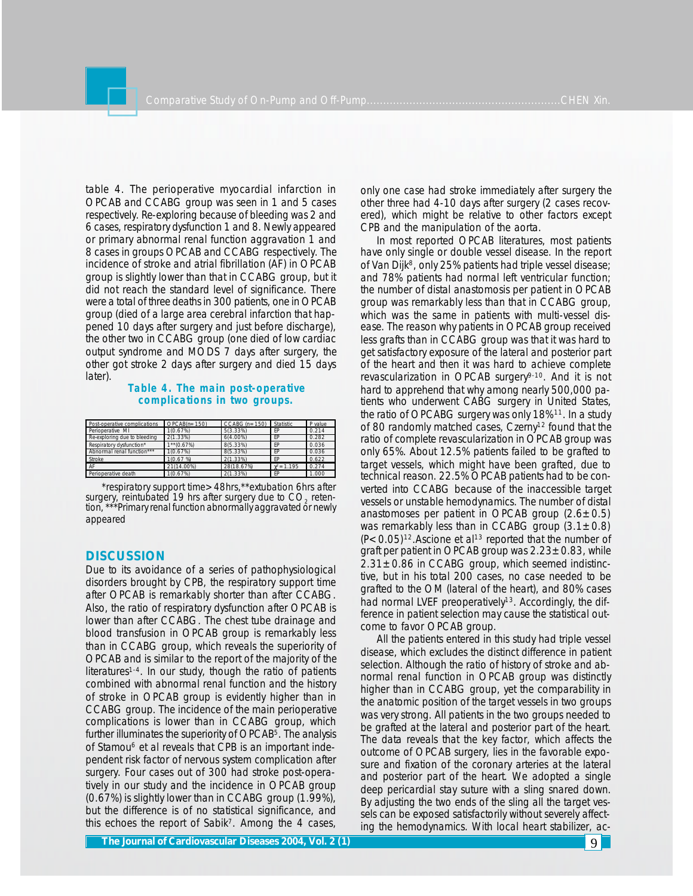table 4. The perioperative myocardial infarction in OPCAB and CCABG group was seen in 1 and 5 cases respectively. Re-exploring because of bleeding was 2 and 6 cases, respiratory dysfunction 1 and 8. Newly appeared or primary abnormal renal function aggravation 1 and 8 cases in groups OPCAB and CCABG respectively. The incidence of stroke and atrial fibrillation (AF) in OPCAB group is slightly lower than that in CCABG group, but it did not reach the standard level of significance. There were a total of three deaths in 300 patients, one in OPCAB group (died of a large area cerebral infarction that happened 10 days after surgery and just before discharge), the other two in CCABG group (one died of low cardiac output syndrome and MODS 7 days after surgery, the other got stroke 2 days after surgery and died 15 days later).

**Table 4. The main post-operative complications in two groups.**

| Post-operative complications | OPCAB(n=150) | CCABG (n=150) | Statistic | P value |
|---|---|---|---|---|
| Perioperative MI | 1(0.67%) | 5(3.33%) | EP | 0.214 |
| Re-exploring due to bleeding | 2(1.33%) | 6(4.00%) | EP | 0.282 |
| Respiratory dysfunction* | 1**(0.67%) | 8(5.33%) | EP | 0.036 |
| Abnormal renal function*** | 1(0.67%) | 8(5.33%) | EP | 0.036 |
| Stroke | 1(0.67 %) | 2(1.33%) | EP | 0.622 |
| AF | 21(14.00%) | 28(18.67%) | $\chi^2=1.195$ | 0.274 |
| Perioperative death | 1(0.67%) | 2(1.33%) | EP | 1.000 |

*respiratory support time>48hrs,**extubation 6hrs after surgery, reintubated 19 hrs after surgery due to $CO_2$ retention, ***Primary renal function abnormally aggravated or newly appeared

## DISCUSSION

Due to its avoidance of a series of pathophysiological disorders brought by CPB, the respiratory support time after OPCAB is remarkably shorter than after CCABG. Also, the ratio of respiratory dysfunction after OPCAB is lower than after CCABG. The chest tube drainage and blood transfusion in OPCAB group is remarkably less than in CCABG group, which reveals the superiority of OPCAB and is similar to the report of the majority of the literatures[1-4]. In our study, though the ratio of patients combined with abnormal renal function and the history of stroke in OPCAB group is evidently higher than in CCABG group. The incidence of the main perioperative complications is lower than in CCABG group, which further illuminates the superiority of OPCAB[5]. The analysis of Stamou[6] et al reveals that CPB is an important independent risk factor of nervous system complication after surgery. Four cases out of 300 had stroke post-operatively in our study and the incidence in OPCAB group (0.67%) is slightly lower than in CCABG group (1.99%), but the difference is of no statistical significance, and this echoes the report of Sabik[7]. Among the 4 cases, only one case had stroke immediately after surgery the other three had 4-10 days after surgery (2 cases recovered), which might be relative to other factors except CPB and the manipulation of the aorta.

In most reported OPCAB literatures, most patients have only single or double vessel disease. In the report of Van Dijk[8], only 25% patients had triple vessel disease; and 78% patients had normal left ventricular function; the number of distal anastomosis per patient in OPCAB group was remarkably less than that in CCABG group, which was the same in patients with multi-vessel disease. The reason why patients in OPCAB group received less grafts than in CCABG group was that it was hard to get satisfactory exposure of the lateral and posterior part of the heart and then it was hard to achieve complete revascularization in OPCAB surgery[9-10]. And it is not hard to apprehend that why among nearly 500,000 patients who underwent CABG surgery in United States, the ratio of OPCABG surgery was only 18%[11]. In a study of 80 randomly matched cases, Czerny[12] found that the ratio of complete revascularization in OPCAB group was only 65%. About 12.5% patients failed to be grafted to target vessels, which might have been grafted, due to technical reason. 22.5% OPCAB patients had to be converted into CCABG because of the inaccessible target vessels or unstable hemodynamics. The number of distal anastomoses per patient in OPCAB group ($2.6\pm0.5$) was remarkably less than in CCABG group ($3.1\pm0.8$) ($P<0.05$)[12]. Ascione et al[13] reported that the number of graft per patient in OPCAB group was $2.23\pm0.83$, while $2.31\pm0.86$ in CCABG group, which seemed indistinctive, but in his total 200 cases, no case needed to be grafted to the OM (lateral of the heart), and 80% cases had normal LVEF preoperatively[13]. Accordingly, the difference in patient selection may cause the statistical outcome to favor OPCAB group.

All the patients entered in this study had triple vessel disease, which excludes the distinct difference in patient selection. Although the ratio of history of stroke and abnormal renal function in OPCAB group was distinctly higher than in CCABG group, yet the comparability in the anatomic position of the target vessels in two groups was very strong. All patients in the two groups needed to be grafted at the lateral and posterior part of the heart. The data reveals that the key factor, which affects the outcome of OPCAB surgery, lies in the favorable exposure and fixation of the coronary arteries at the lateral and posterior part of the heart. We adopted a single deep pericardial stay suture with a sling snared down. By adjusting the two ends of the sling all the target vessels can be exposed satisfactorily without severely affecting the hemodynamics. With local heart stabilizer, ac-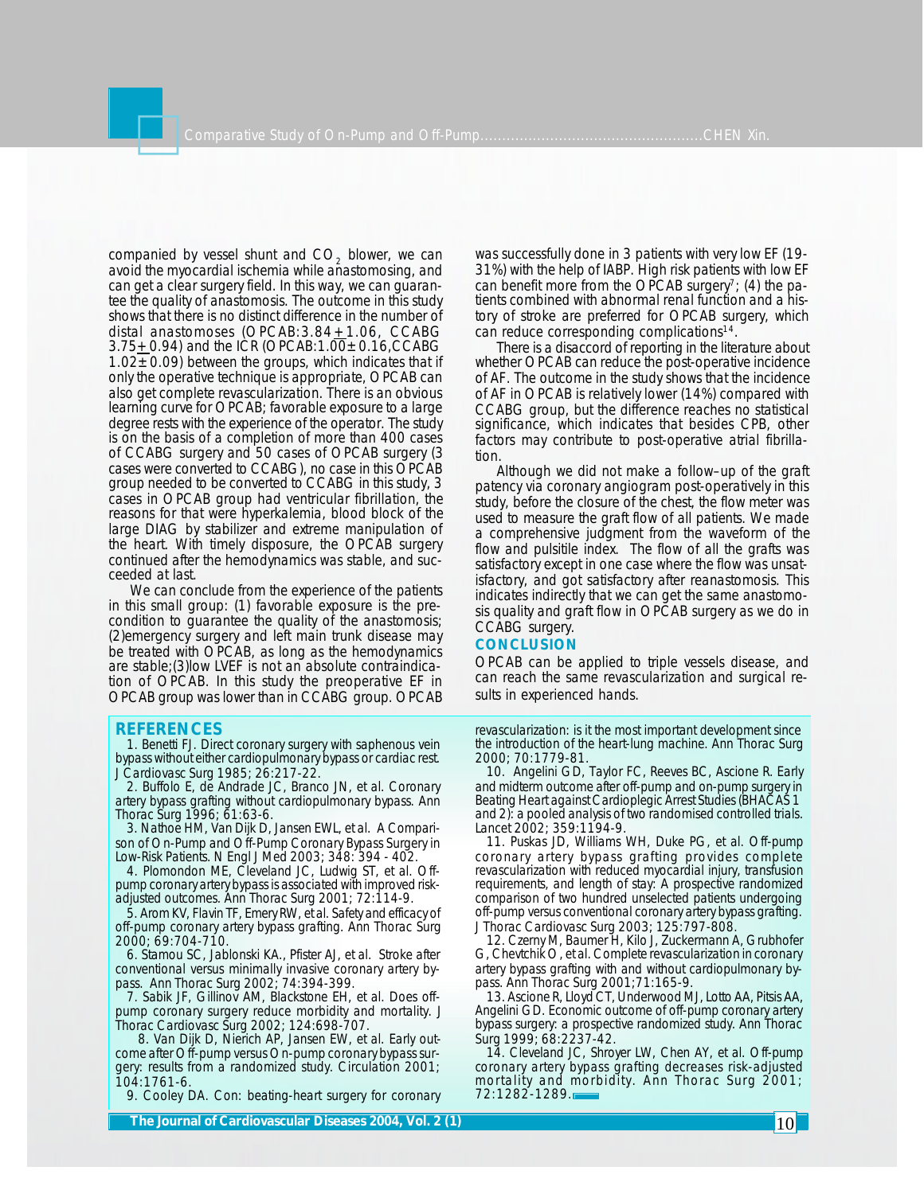companied by vessel shunt and $CO_2$ blower, we can avoid the myocardial ischemia while anastomosing, and can get a clear surgery field. In this way, we can guarantee the quality of anastomosis. The outcome in this study shows that there is no distinct difference in the number of distal anastomoses (OPCAB:3.84$\pm$1.06, CCABG 3.75$\pm$0.94) and the ICR (OPCAB:1.00$\pm$0.16,CCABG 1.02$\pm$0.09) between the groups, which indicates that if only the operative technique is appropriate, OPCAB can also get complete revascularization. There is an obvious learning curve for OPCAB; favorable exposure to a large degree rests with the experience of the operator. The study is on the basis of a completion of more than 400 cases of CCABG surgery and 50 cases of OPCAB surgery (3 cases were converted to CCABG), no case in this OPCAB group needed to be converted to CCABG in this study, 3 cases in OPCAB group had ventricular fibrillation, the reasons for that were hyperkalemia, blood block of the large DIAG by stabilizer and extreme manipulation of the heart. With timely disposure, the OPCAB surgery continued after the hemodynamics was stable, and succeeded at last.

We can conclude from the experience of the patients in this small group: (1) favorable exposure is the precondition to guarantee the quality of the anastomosis; (2)emergency surgery and left main trunk disease may be treated with OPCAB, as long as the hemodynamics are stable;(3)low LVEF is not an absolute contraindication of OPCAB. In this study the preoperative EF in OPCAB group was lower than in CCABG group. OPCAB was successfully done in 3 patients with very low EF (19-31%) with the help of IABP. High risk patients with low EF can benefit more from the OPCAB surgery[7]; (4) the patients combined with abnormal renal function and a history of stroke are preferred for OPCAB surgery, which can reduce corresponding complications[14].

There is a disaccord of reporting in the literature about whether OPCAB can reduce the post-operative incidence of AF. The outcome in the study shows that the incidence of AF in OPCAB is relatively lower (14%) compared with CCABG group, but the difference reaches no statistical significance, which indicates that besides CPB, other factors may contribute to post-operative atrial fibrillation.

Although we did not make a follow–up of the graft patency via coronary angiogram post-operatively in this study, before the closure of the chest, the flow meter was used to measure the graft flow of all patients. We made a comprehensive judgment from the waveform of the flow and pulsitile index. The flow of all the grafts was satisfactory except in one case where the flow was unsatisfactory, and got satisfactory after reanastomosis. This indicates indirectly that we can get the same anastomosis quality and graft flow in OPCAB surgery as we do in CCABG surgery.

## CONCLUSION

OPCAB can be applied to triple vessels disease, and can reach the same revascularization and surgical results in experienced hands.

## REFERENCES

1. Benetti FJ. Direct coronary surgery with saphenous vein bypass without either cardiopulmonary bypass or cardiac rest. J Cardiovasc Surg 1985; 26:217-22.
2. Buffolo E, de Andrade JC, Branco JN, et al. Coronary artery bypass grafting without cardiopulmonary bypass. Ann Thorac Surg 1996; 61:63-6.
3. Nathoe HM, Van Dijk D, Jansen EWL, et al. A Comparison of On-Pump and Off-Pump Coronary Bypass Surgery in Low-Risk Patients. N Engl J Med 2003; 348: 394 - 402.
4. Plomondon ME, Cleveland JC, Ludwig ST, et al. Off-pump coronary artery bypass is associated with improved risk-adjusted outcomes. Ann Thorac Surg 2001; 72:114-9.
5. Arom KV, Flavin TF, Emery RW, et al. Safety and efficacy of off-pump coronary artery bypass grafting. Ann Thorac Surg 2000; 69:704-710.
6. Stamou SC, Jablonski KA., Pfister AJ, et al. Stroke after conventional versus minimally invasive coronary artery bypass. Ann Thorac Surg 2002; 74:394-399.
7. Sabik JF, Gillinov AM, Blackstone EH, et al. Does off-pump coronary surgery reduce morbidity and mortality. J Thorac Cardiovasc Surg 2002; 124:698-707.
8. Van Dijk D, Nierich AP, Jansen EW, et al. Early outcome after Off-pump versus On-pump coronary bypass surgery: results from a randomized study. Circulation 2001; 104:1761-6.
9. Cooley DA. Con: beating-heart surgery for coronary revascularization: is it the most important development since the introduction of the heart-lung machine. Ann Thorac Surg 2000; 70:1779-81.
10. Angelini GD, Taylor FC, Reeves BC, Ascione R. Early and midterm outcome after off-pump and on-pump surgery in Beating Heart against Cardioplegic Arrest Studies (BHACAS 1 and 2): a pooled analysis of two randomised controlled trials. Lancet 2002; 359:1194-9.
11. Puskas JD, Williams WH, Duke PG, et al. Off-pump coronary artery bypass grafting provides complete revascularization with reduced myocardial injury, transfusion requirements, and length of stay: A prospective randomized comparison of two hundred unselected patients undergoing off-pump versus conventional coronary artery bypass grafting. J Thorac Cardiovasc Surg 2003; 125:797-808.
12. Czerny M, Baumer H, Kilo J, Zuckermann A, Grubhofer G, Chevtchik O, et al. Complete revascularization in coronary artery bypass grafting with and without cardiopulmonary bypass. Ann Thorac Surg 2001;71:165-9.
13. Ascione R, Lloyd CT, Underwood MJ, Lotto AA, Pitsis AA, Angelini GD. Economic outcome of off-pump coronary artery bypass surgery: a prospective randomized study. Ann Thorac Surg 1999; 68:2237-42.
14. Cleveland JC, Shroyer LW, Chen AY, et al. Off-pump coronary artery bypass grafting decreases risk-adjusted mortality and morbidity. Ann Thorac Surg 2001; 72:1282-1289.